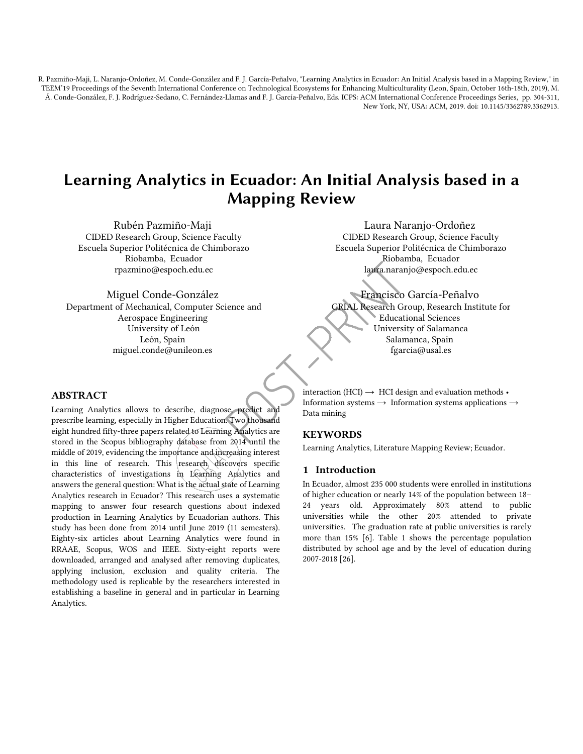R. Pazmiño-Maji, L. Naranjo-Ordoñez, M. Conde-González and F. J. García-Peñalvo, "Learning Analytics in Ecuador: An Initial Analysis based in a Mapping Review," in TEEM'19 Proceedings of the Seventh International Conference on Technological Ecosystems for Enhancing Multiculturality (Leon, Spain, October 16th-18th, 2019), M. Á. Conde-González, F. J. Rodríguez-Sedano, C. Fernández-Llamas and F. J. García-Peñalvo, Eds. ICPS: ACM International Conference Proceedings Series, pp. 304-311, New York, NY, USA: ACM, 2019. doi: 10.1145/3362789.3362913.

# Learning Analytics in Ecuador: An Initial Analysis based in a Mapping Review

Rubén Pazmiño-Maji
CIDED Research Group, Science Faculty
Escuela Superior Politécnica de Chimborazo
Riobamba, Ecuador
rpazmino@espoch.edu.ec

Laura Naranjo-Ordoñez
CIDED Research Group, Science Faculty
Escuela Superior Politécnica de Chimborazo
Riobamba, Ecuador
laura.naranjo@espoch.edu.ec

Miguel Conde-González
Department of Mechanical, Computer Science and Aerospace Engineering
University of León
León, Spain
miguel.conde@unileon.es

Francisco García-Peñalvo
GRIAL Research Group, Research Institute for Educational Sciences
University of Salamanca
Salamanca, Spain
fgarcia@usal.es

## ABSTRACT

Learning Analytics allows to describe, diagnose, predict and prescribe learning, especially in Higher Education. Two thousand eight hundred fifty-three papers related to Learning Analytics are stored in the Scopus bibliography database from 2014 until the middle of 2019, evidencing the importance and increasing interest in this line of research. This research discovers specific characteristics of investigations in Learning Analytics and answers the general question: What is the actual state of Learning Analytics research in Ecuador? This research uses a systematic mapping to answer four research questions about indexed production in Learning Analytics by Ecuadorian authors. This study has been done from 2014 until June 2019 (11 semesters). Eighty-six articles about Learning Analytics were found in RRAAE, Scopus, WOS and IEEE. Sixty-eight reports were downloaded, arranged and analysed after removing duplicates, applying inclusion, exclusion and quality criteria. The methodology used is replicable by the researchers interested in establishing a baseline in general and in particular in Learning Analytics.

interaction (HCI) → HCI design and evaluation methods • Information systems → Information systems applications → Data mining

## KEYWORDS

Learning Analytics, Literature Mapping Review; Ecuador.

## 1 Introduction

In Ecuador, almost 235 000 students were enrolled in institutions of higher education or nearly 14% of the population between 18–24 years old. Approximately 80% attend to public universities while the other 20% attended to private universities. The graduation rate at public universities is rarely more than 15% [6]. Table 1 shows the percentage population distributed by school age and by the level of education during 2007-2018 [26].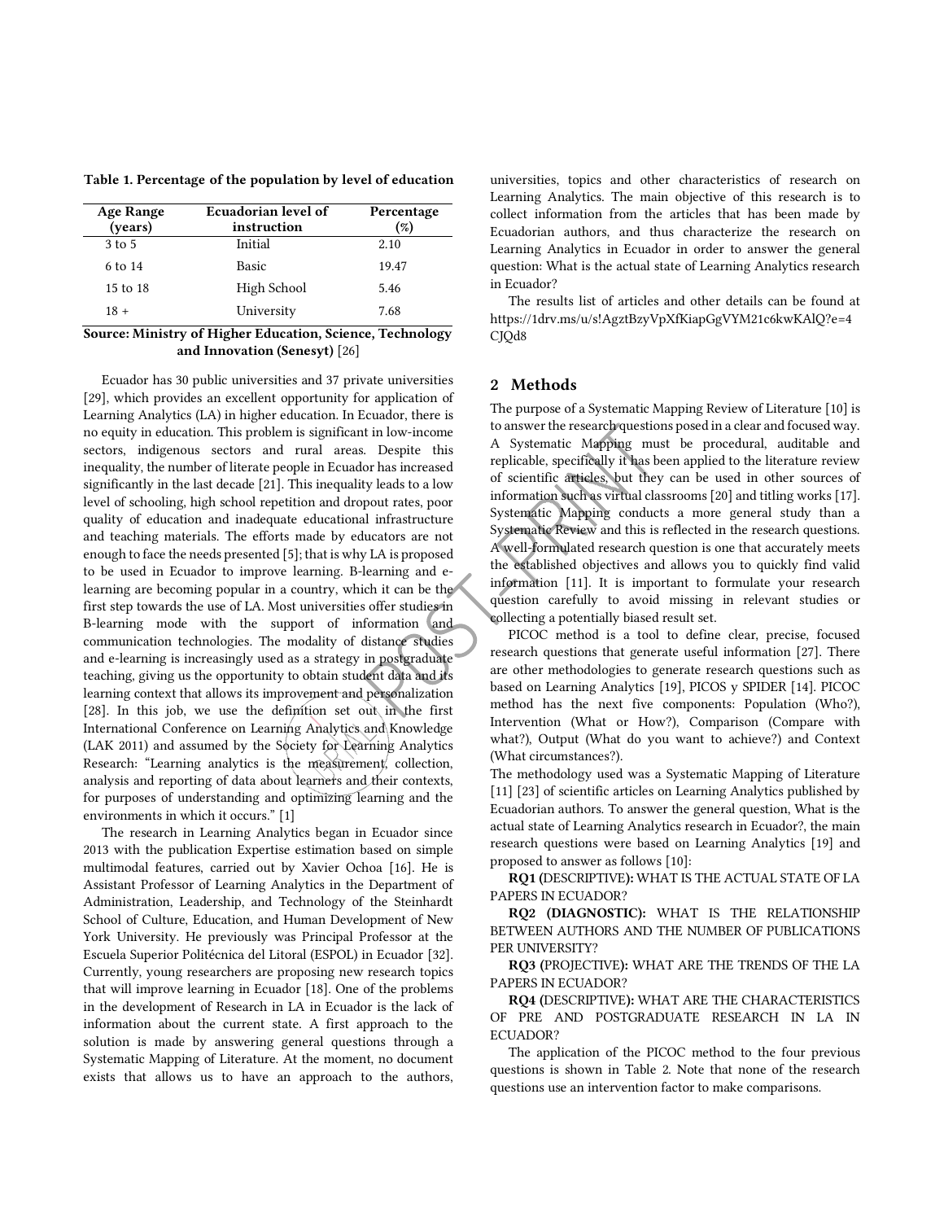**Table 1. Percentage of the population by level of education**

| Age Range (years) | Ecuadorian level of instruction | Percentage (%) |
|---|---|---|
| 3 to 5 | Initial | 2.10 |
| 6 to 14 | Basic | 19.47 |
| 15 to 18 | High School | 5.46 |
| 18 + | University | 7.68 |

**Source: Ministry of Higher Education, Science, Technology and Innovation (Senesyt)** [26]

Ecuador has 30 public universities and 37 private universities [29], which provides an excellent opportunity for application of Learning Analytics (LA) in higher education. In Ecuador, there is no equity in education. This problem is significant in low-income sectors, indigenous sectors and rural areas. Despite this inequality, the number of literate people in Ecuador has increased significantly in the last decade [21]. This inequality leads to a low level of schooling, high school repetition and dropout rates, poor quality of education and inadequate educational infrastructure and teaching materials. The efforts made by educators are not enough to face the needs presented [5]; that is why LA is proposed to be used in Ecuador to improve learning. B-learning and e-learning are becoming popular in a country, which it can be the first step towards the use of LA. Most universities offer studies in B-learning mode with the support of information and communication technologies. The modality of distance studies and e-learning is increasingly used as a strategy in postgraduate teaching, giving us the opportunity to obtain student data and its learning context that allows its improvement and personalization [28]. In this job, we use the definition set out in the first International Conference on Learning Analytics and Knowledge (LAK 2011) and assumed by the Society for Learning Analytics Research: "Learning analytics is the measurement, collection, analysis and reporting of data about learners and their contexts, for purposes of understanding and optimizing learning and the environments in which it occurs." [1]

The research in Learning Analytics began in Ecuador since 2013 with the publication Expertise estimation based on simple multimodal features, carried out by Xavier Ochoa [16]. He is Assistant Professor of Learning Analytics in the Department of Administration, Leadership, and Technology of the Steinhardt School of Culture, Education, and Human Development of New York University. He previously was Principal Professor at the Escuela Superior Politécnica del Litoral (ESPOL) in Ecuador [32]. Currently, young researchers are proposing new research topics that will improve learning in Ecuador [18]. One of the problems in the development of Research in LA in Ecuador is the lack of information about the current state. A first approach to the solution is made by answering general questions through a Systematic Mapping of Literature. At the moment, no document exists that allows us to have an approach to the authors, universities, topics and other characteristics of research on Learning Analytics. The main objective of this research is to collect information from the articles that has been made by Ecuadorian authors, and thus characterize the research on Learning Analytics in Ecuador in order to answer the general question: What is the actual state of Learning Analytics research in Ecuador?

The results list of articles and other details can be found at https://1drv.ms/u/s!AgztBzyVpXfKiapGgVYM21c6kwKAlQ?e=4CJQd8

## 2 Methods

The purpose of a Systematic Mapping Review of Literature [10] is to answer the research questions posed in a clear and focused way. A Systematic Mapping must be procedural, auditable and replicable, specifically it has been applied to the literature review of scientific articles, but they can be used in other sources of information such as virtual classrooms [20] and titling works [17]. Systematic Mapping conducts a more general study than a Systematic Review and this is reflected in the research questions. A well-formulated research question is one that accurately meets the established objectives and allows you to quickly find valid information [11]. It is important to formulate your research question carefully to avoid missing in relevant studies or collecting a potentially biased result set.

PICOC method is a tool to define clear, precise, focused research questions that generate useful information [27]. There are other methodologies to generate research questions such as based on Learning Analytics [19], PICOS y SPIDER [14]. PICOC method has the next five components: Population (Who?), Intervention (What or How?), Comparison (Compare with what?), Output (What do you want to achieve?) and Context (What circumstances?).

The methodology used was a Systematic Mapping of Literature [11] [23] of scientific articles on Learning Analytics published by Ecuadorian authors. To answer the general question, What is the actual state of Learning Analytics research in Ecuador?, the main research questions were based on Learning Analytics [19] and proposed to answer as follows [10]:

**RQ1 (**DESCRIPTIVE**):** WHAT IS THE ACTUAL STATE OF LA PAPERS IN ECUADOR?

**RQ2 (DIAGNOSTIC):** WHAT IS THE RELATIONSHIP BETWEEN AUTHORS AND THE NUMBER OF PUBLICATIONS PER UNIVERSITY?

**RQ3 (**PROJECTIVE**):** WHAT ARE THE TRENDS OF THE LA PAPERS IN ECUADOR?

**RQ4 (**DESCRIPTIVE**):** WHAT ARE THE CHARACTERISTICS OF PRE AND POSTGRADUATE RESEARCH IN LA IN ECUADOR?

The application of the PICOC method to the four previous questions is shown in Table 2. Note that none of the research questions use an intervention factor to make comparisons.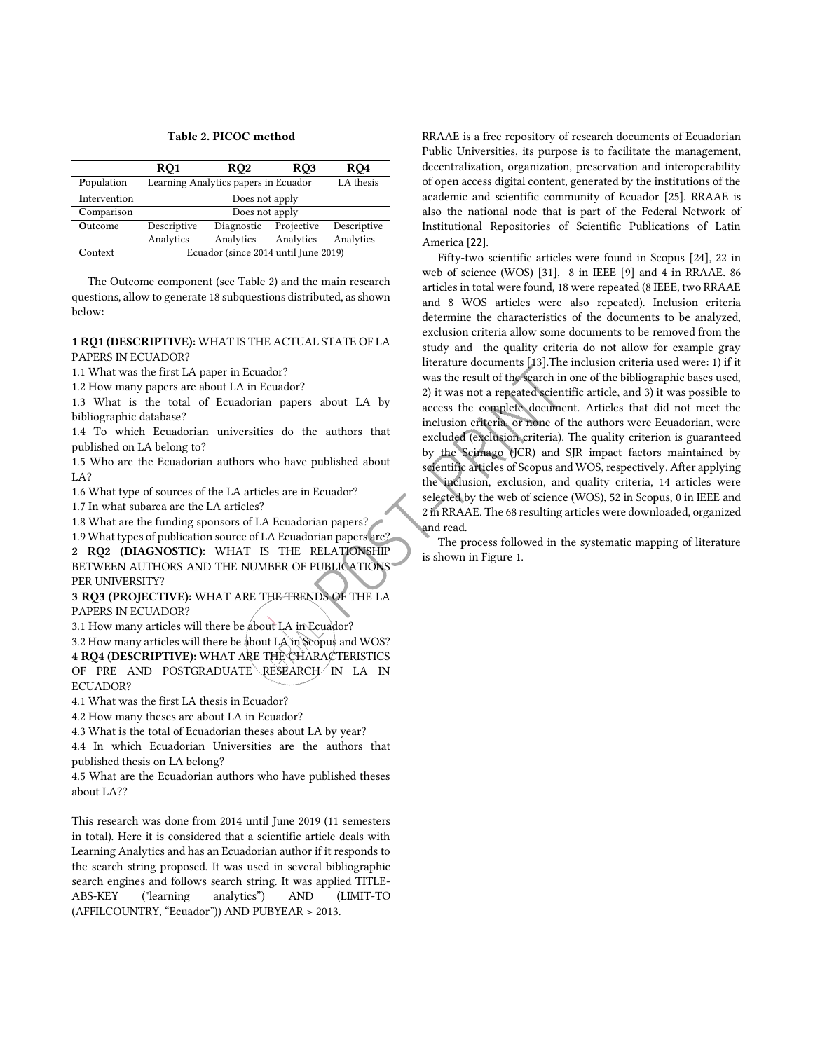**Table 2. PICOC method**

| | RQ1 | RQ2 | RQ3 | RQ4 |
|---|---|---|---|---|
| **P**opulation | Learning Analytics papers in Ecuador | | | LA thesis |
| **I**ntervention | Does not apply | | | |
| **C**omparison | Does not apply | | | |
| **O**utcome | Descriptive Analytics | Diagnostic Analytics | Projective Analytics | Descriptive Analytics |
| **C**ontext | Ecuador (since 2014 until June 2019) | | | |

The Outcome component (see Table 2) and the main research questions, allow to generate 18 subquestions distributed, as shown below:

**1 RQ1 (DESCRIPTIVE):** WHAT IS THE ACTUAL STATE OF LA PAPERS IN ECUADOR?

1.1 What was the first LA paper in Ecuador?

1.2 How many papers are about LA in Ecuador?

1.3 What is the total of Ecuadorian papers about LA by bibliographic database?

1.4 To which Ecuadorian universities do the authors that published on LA belong to?

1.5 Who are the Ecuadorian authors who have published about LA?

1.6 What type of sources of the LA articles are in Ecuador?

1.7 In what subarea are the LA articles?

1.8 What are the funding sponsors of LA Ecuadorian papers?

1.9 What types of publication source of LA Ecuadorian papers are?

**2 RQ2 (DIAGNOSTIC):** WHAT IS THE RELATIONSHIP BETWEEN AUTHORS AND THE NUMBER OF PUBLICATIONS PER UNIVERSITY?

**3 RQ3 (PROJECTIVE):** WHAT ARE THE TRENDS OF THE LA PAPERS IN ECUADOR?

3.1 How many articles will there be about LA in Ecuador?

3.2 How many articles will there be about LA in Scopus and WOS?

**4 RQ4 (DESCRIPTIVE):** WHAT ARE THE CHARACTERISTICS OF PRE AND POSTGRADUATE RESEARCH IN LA IN ECUADOR?

4.1 What was the first LA thesis in Ecuador?

4.2 How many theses are about LA in Ecuador?

4.3 What is the total of Ecuadorian theses about LA by year?

4.4 In which Ecuadorian Universities are the authors that published thesis on LA belong?

4.5 What are the Ecuadorian authors who have published theses about LA??

This research was done from 2014 until June 2019 (11 semesters in total). Here it is considered that a scientific article deals with Learning Analytics and has an Ecuadorian author if it responds to the search string proposed. It was used in several bibliographic search engines and follows search string. It was applied TITLE-ABS-KEY ("learning analytics") AND (LIMIT-TO (AFFILCOUNTRY, "Ecuador")) AND PUBYEAR > 2013.

RRAAE is a free repository of research documents of Ecuadorian Public Universities, its purpose is to facilitate the management, decentralization, organization, preservation and interoperability of open access digital content, generated by the institutions of the academic and scientific community of Ecuador [25]. RRAAE is also the national node that is part of the Federal Network of Institutional Repositories of Scientific Publications of Latin America [22].

Fifty-two scientific articles were found in Scopus [24], 22 in web of science (WOS) [31], 8 in IEEE [9] and 4 in RRAAE. 86 articles in total were found, 18 were repeated (8 IEEE, two RRAAE and 8 WOS articles were also repeated). Inclusion criteria determine the characteristics of the documents to be analyzed, exclusion criteria allow some documents to be removed from the study and the quality criteria do not allow for example gray literature documents [13].The inclusion criteria used were: 1) if it was the result of the search in one of the bibliographic bases used, 2) it was not a repeated scientific article, and 3) it was possible to access the complete document. Articles that did not meet the inclusion criteria, or none of the authors were Ecuadorian, were excluded (exclusion criteria). The quality criterion is guaranteed by the Scimago (JCR) and SJR impact factors maintained by scientific articles of Scopus and WOS, respectively. After applying the inclusion, exclusion, and quality criteria, 14 articles were selected by the web of science (WOS), 52 in Scopus, 0 in IEEE and 2 in RRAAE. The 68 resulting articles were downloaded, organized and read.

The process followed in the systematic mapping of literature is shown in Figure 1.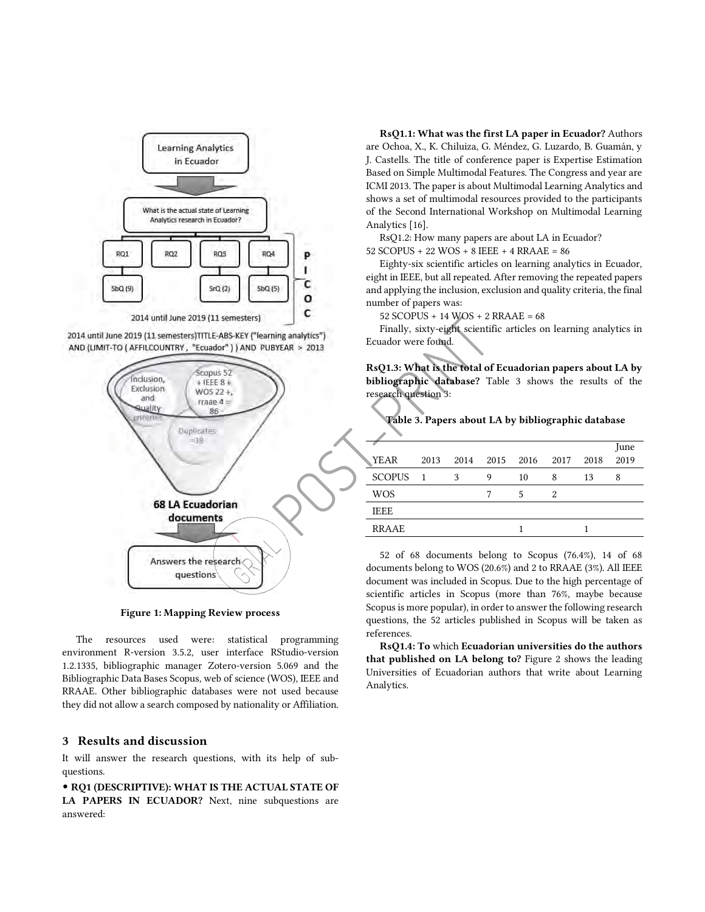Figure 1: Mapping Review process

The resources used were: statistical programming environment R-version 3.5.2, user interface RStudio-version 1.2.1335, bibliographic manager Zotero-version 5.069 and the Bibliographic Data Bases Scopus, web of science (WOS), IEEE and RRAAE. Other bibliographic databases were not used because they did not allow a search composed by nationality or Affiliation.

## 3 Results and discussion

It will answer the research questions, with its help of sub-questions.

• **RQ1 (DESCRIPTIVE): WHAT IS THE ACTUAL STATE OF LA PAPERS IN ECUADOR?** Next, nine subquestions are answered:

**RsQ1.1: What was the first LA paper in Ecuador?** Authors are Ochoa, X., K. Chiluiza, G. Méndez, G. Luzardo, B. Guamán, y J. Castells. The title of conference paper is Expertise Estimation Based on Simple Multimodal Features. The Congress and year are ICMI 2013. The paper is about Multimodal Learning Analytics and shows a set of multimodal resources provided to the participants of the Second International Workshop on Multimodal Learning Analytics [16].

RsQ1.2: How many papers are about LA in Ecuador?

52 SCOPUS + 22 WOS + 8 IEEE + 4 RRAAE = 86

Eighty-six scientific articles on learning analytics in Ecuador, eight in IEEE, but all repeated. After removing the repeated papers and applying the inclusion, exclusion and quality criteria, the final number of papers was:

52 SCOPUS + 14 WOS + 2 RRAAE = 68

Finally, sixty-eight scientific articles on learning analytics in Ecuador were found.

**RsQ1.3: What is the total of Ecuadorian papers about LA by bibliographic database?** Table 3 shows the results of the research question 3:

**Table 3. Papers about LA by bibliographic database**

| YEAR | 2013 | 2014 | 2015 | 2016 | 2017 | 2018 | June 2019 |
|---|---|---|---|---|---|---|---|
| SCOPUS | 1 | 3 | 9 | 10 | 8 | 13 | 8 |
| WOS | | | 7 | 5 | 2 | | |
| IEEE | | | | | | | |
| RRAAE | | | | 1 | | 1 | |

52 of 68 documents belong to Scopus (76.4%), 14 of 68 documents belong to WOS (20.6%) and 2 to RRAAE (3%). All IEEE document was included in Scopus. Due to the high percentage of scientific articles in Scopus (more than 76%, maybe because Scopus is more popular), in order to answer the following research questions, the 52 articles published in Scopus will be taken as references.

**RsQ1.4: To which Ecuadorian universities do the authors that published on LA belong to?** Figure 2 shows the leading Universities of Ecuadorian authors that write about Learning Analytics.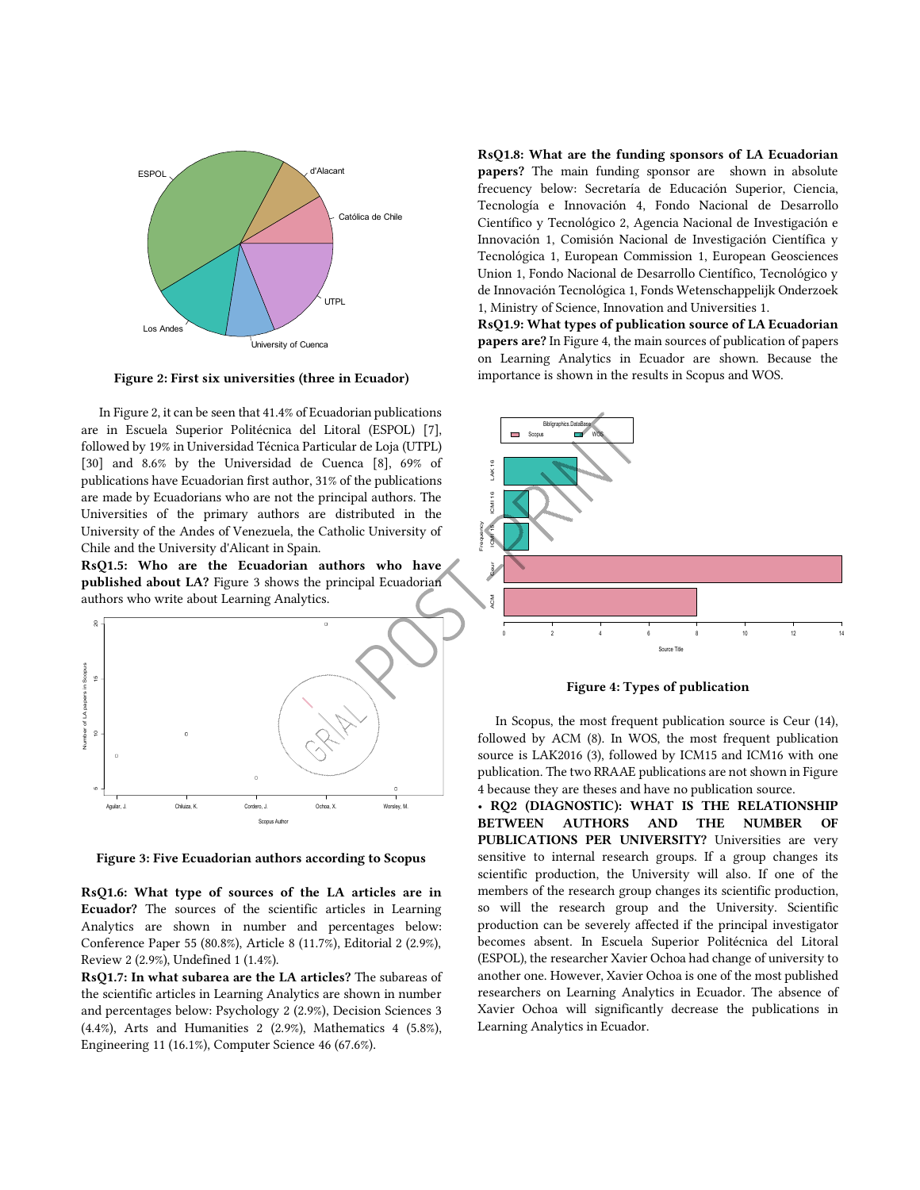Figure 2: First six universities (three in Ecuador)

In Figure 2, it can be seen that 41.4% of Ecuadorian publications are in Escuela Superior Politécnica del Litoral (ESPOL) [7], followed by 19% in Universidad Técnica Particular de Loja (UTPL) [30] and 8.6% by the Universidad de Cuenca [8], 69% of publications have Ecuadorian first author, 31% of the publications are made by Ecuadorians who are not the principal authors. The Universities of the primary authors are distributed in the University of the Andes of Venezuela, the Catholic University of Chile and the University d'Alicant in Spain.

**RsQ1.5: Who are the Ecuadorian authors who have published about LA?** Figure 3 shows the principal Ecuadorian authors who write about Learning Analytics.

Figure 3: Five Ecuadorian authors according to Scopus

**RsQ1.6: What type of sources of the LA articles are in Ecuador?** The sources of the scientific articles in Learning Analytics are shown in number and percentages below: Conference Paper 55 (80.8%), Article 8 (11.7%), Editorial 2 (2.9%), Review 2 (2.9%), Undefined 1 (1.4%).

**RsQ1.7: In what subarea are the LA articles?** The subareas of the scientific articles in Learning Analytics are shown in number and percentages below: Psychology 2 (2.9%), Decision Sciences 3 (4.4%), Arts and Humanities 2 (2.9%), Mathematics 4 (5.8%), Engineering 11 (16.1%), Computer Science 46 (67.6%).

**RsQ1.8: What are the funding sponsors of LA Ecuadorian papers?** The main funding sponsor are shown in absolute frecuency below: Secretaría de Educación Superior, Ciencia, Tecnología e Innovación 4, Fondo Nacional de Desarrollo Científico y Tecnológico 2, Agencia Nacional de Investigación e Innovación 1, Comisión Nacional de Investigación Científica y Tecnológica 1, European Commission 1, European Geosciences Union 1, Fondo Nacional de Desarrollo Científico, Tecnológico y de Innovación Tecnológica 1, Fonds Wetenschappelijk Onderzoek 1, Ministry of Science, Innovation and Universities 1.

**RsQ1.9: What types of publication source of LA Ecuadorian papers are?** In Figure 4, the main sources of publication of papers on Learning Analytics in Ecuador are shown. Because the importance is shown in the results in Scopus and WOS.

Figure 4: Types of publication

In Scopus, the most frequent publication source is Ceur (14), followed by ACM (8). In WOS, the most frequent publication source is LAK2016 (3), followed by ICM15 and ICM16 with one publication. The two RRAAE publications are not shown in Figure 4 because they are theses and have no publication source.

- **RQ2 (DIAGNOSTIC): WHAT IS THE RELATIONSHIP BETWEEN AUTHORS AND THE NUMBER OF PUBLICATIONS PER UNIVERSITY?** Universities are very sensitive to internal research groups. If a group changes its scientific production, the University will also. If one of the members of the research group changes its scientific production, so will the research group and the University. Scientific production can be severely affected if the principal investigator becomes absent. In Escuela Superior Politécnica del Litoral (ESPOL), the researcher Xavier Ochoa had change of university to another one. However, Xavier Ochoa is one of the most published researchers on Learning Analytics in Ecuador. The absence of Xavier Ochoa will significantly decrease the publications in Learning Analytics in Ecuador.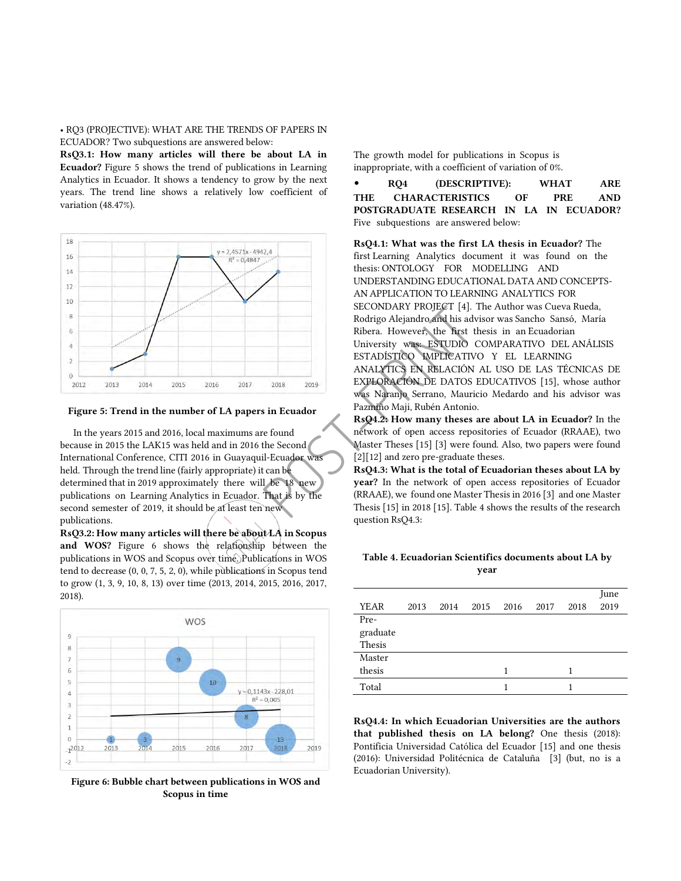• RQ3 (PROJECTIVE): WHAT ARE THE TRENDS OF PAPERS IN ECUADOR? Two subquestions are answered below:

**RsQ3.1: How many articles will there be about LA in Ecuador?** Figure 5 shows the trend of publications in Learning Analytics in Ecuador. It shows a tendency to grow by the next years. The trend line shows a relatively low coefficient of variation (48.47%).

**Figure 5: Trend in the number of LA papers in Ecuador**

In the years 2015 and 2016, local maximums are found because in 2015 the LAK15 was held and in 2016 the Second International Conference, CITI 2016 in Guayaquil-Ecuador was held. Through the trend line (fairly appropriate) it can be determined that in 2019 approximately there will be 18 new publications on Learning Analytics in Ecuador. That is by the second semester of 2019, it should be at least ten new publications.

**RsQ3.2: How many articles will there be about LA in Scopus and WOS?** Figure 6 shows the relationship between the publications in WOS and Scopus over time. Publications in WOS tend to decrease (0, 0, 7, 5, 2, 0), while publications in Scopus tend to grow (1, 3, 9, 10, 8, 13) over time (2013, 2014, 2015, 2016, 2017, 2018).

**Figure 6: Bubble chart between publications in WOS and Scopus in time**

The growth model for publications in Scopus is inappropriate, with a coefficient of variation of 0%.

• **RQ4 (DESCRIPTIVE): WHAT ARE THE CHARACTERISTICS OF PRE AND POSTGRADUATE RESEARCH IN LA IN ECUADOR?** Five subquestions are answered below:

**RsQ4.1: What was the first LA thesis in Ecuador?** The first Learning Analytics document it was found on the thesis: ONTOLOGY FOR MODELLING AND UNDERSTANDING EDUCATIONAL DATA AND CONCEPTS-AN APPLICATION TO LEARNING ANALYTICS FOR SECONDARY PROJECT [4]. The Author was Cueva Rueda, Rodrigo Alejandro and his advisor was Sancho Sansó, María Ribera. However, the first thesis in an Ecuadorian University was: ESTUDIO COMPARATIVO DEL ANÁLISIS ESTADÍSTICO IMPLICATIVO Y EL LEARNING ANALYTICS EN RELACIÓN AL USO DE LAS TÉCNICAS DE EXPLORACIÓN DE DATOS EDUCATIVOS [15], whose author was Naranjo Serrano, Mauricio Medardo and his advisor was Pazmiño Maji, Rubén Antonio.

**RsQ4.2: How many theses are about LA in Ecuador?** In the network of open access repositories of Ecuador (RRAAE), two Master Theses [15] [3] were found. Also, two papers were found [2][12] and zero pre-graduate theses.

**RsQ4.3: What is the total of Ecuadorian theses about LA by year?** In the network of open access repositories of Ecuador (RRAAE), we found one Master Thesis in 2016 [3] and one Master Thesis [15] in 2018 [15]. Table 4 shows the results of the research question RsQ4.3:

**Table 4. Ecuadorian Scientifics documents about LA by year**

| YEAR | 2013 | 2014 | 2015 | 2016 | 2017 | 2018 | June 2019 |
|---|---|---|---|---|---|---|---|
| Pre-graduate Thesis | | | | | | | |
| Master thesis | | | | 1 | | 1 | |
| Total | | | | 1 | | 1 | |

**RsQ4.4: In which Ecuadorian Universities are the authors that published thesis on LA belong?** One thesis (2018): Pontificia Universidad Católica del Ecuador [15] and one thesis (2016): Universidad Politécnica de Cataluña [3] (but, no is a Ecuadorian University).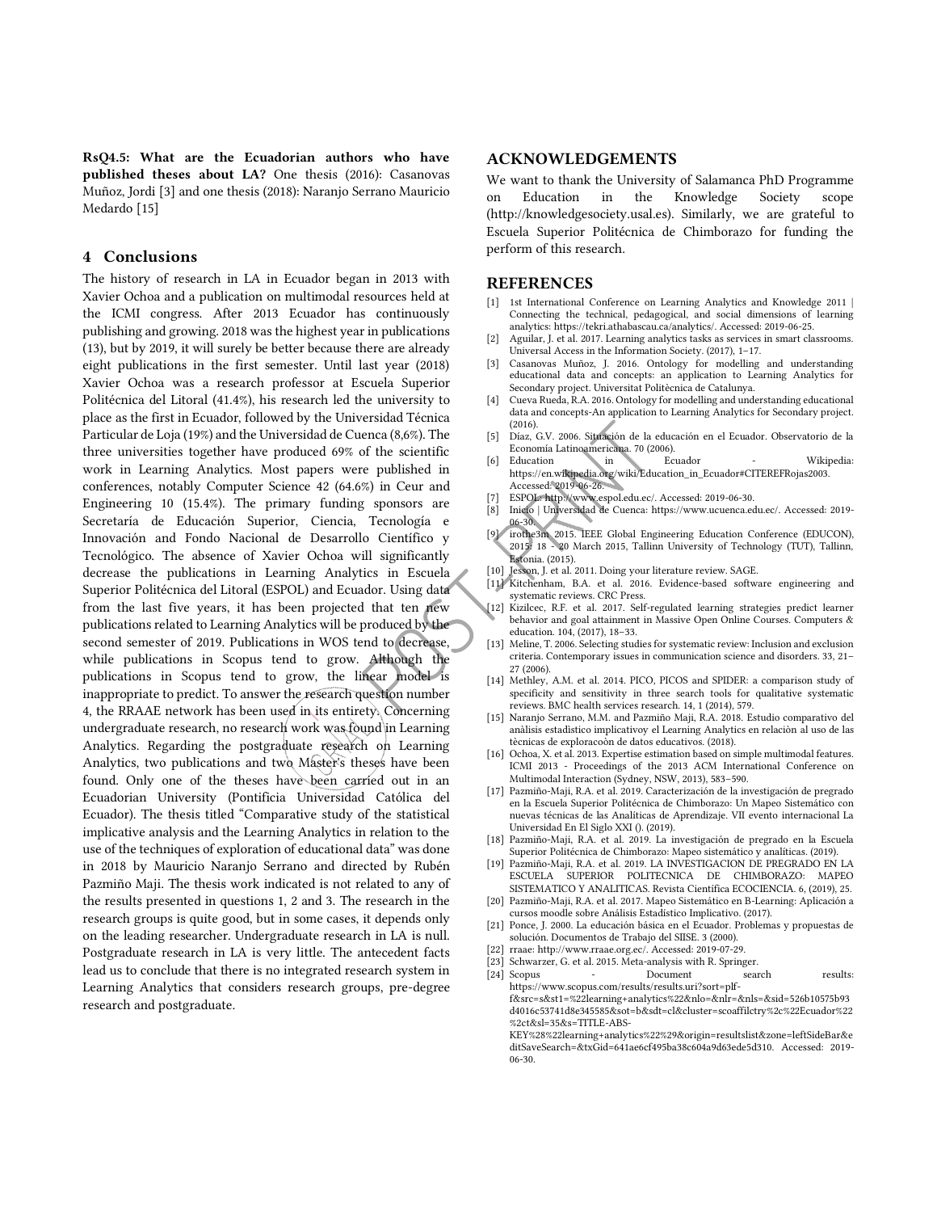**RsQ4.5: What are the Ecuadorian authors who have published theses about LA?** One thesis (2016): Casanovas Muñoz, Jordi [3] and one thesis (2018): Naranjo Serrano Mauricio Medardo [15]

## 4 Conclusions

The history of research in LA in Ecuador began in 2013 with Xavier Ochoa and a publication on multimodal resources held at the ICMI congress. After 2013 Ecuador has continuously publishing and growing. 2018 was the highest year in publications (13), but by 2019, it will surely be better because there are already eight publications in the first semester. Until last year (2018) Xavier Ochoa was a research professor at Escuela Superior Politécnica del Litoral (41.4%), his research led the university to place as the first in Ecuador, followed by the Universidad Técnica Particular de Loja (19%) and the Universidad de Cuenca (8,6%). The three universities together have produced 69% of the scientific work in Learning Analytics. Most papers were published in conferences, notably Computer Science 42 (64.6%) in Ceur and Engineering 10 (15.4%). The primary funding sponsors are Secretaría de Educación Superior, Ciencia, Tecnología e Innovación and Fondo Nacional de Desarrollo Científico y Tecnológico. The absence of Xavier Ochoa will significantly decrease the publications in Learning Analytics in Escuela Superior Politécnica del Litoral (ESPOL) and Ecuador. Using data from the last five years, it has been projected that ten new publications related to Learning Analytics will be produced by the second semester of 2019. Publications in WOS tend to decrease, while publications in Scopus tend to grow. Although the publications in Scopus tend to grow, the linear model is inappropriate to predict. To answer the research question number 4, the RRAAE network has been used in its entirety. Concerning undergraduate research, no research work was found in Learning Analytics. Regarding the postgraduate research on Learning Analytics, two publications and two Master's theses have been found. Only one of the theses have been carried out in an Ecuadorian University (Pontificia Universidad Católica del Ecuador). The thesis titled "Comparative study of the statistical implicative analysis and the Learning Analytics in relation to the use of the techniques of exploration of educational data" was done in 2018 by Mauricio Naranjo Serrano and directed by Rubén Pazmiño Maji. The thesis work indicated is not related to any of the results presented in questions 1, 2 and 3. The research in the research groups is quite good, but in some cases, it depends only on the leading researcher. Undergraduate research in LA is null. Postgraduate research in LA is very little. The antecedent facts lead us to conclude that there is no integrated research system in Learning Analytics that considers research groups, pre-degree research and postgraduate.

## ACKNOWLEDGEMENTS

We want to thank the University of Salamanca PhD Programme on Education in the Knowledge Society scope (http://knowledgesociety.usal.es). Similarly, we are grateful to Escuela Superior Politécnica de Chimborazo for funding the perform of this research.

## REFERENCES

[1] 1st International Conference on Learning Analytics and Knowledge 2011 | Connecting the technical, pedagogical, and social dimensions of learning analytics: https://tekri.athabascau.ca/analytics/. Accessed: 2019-06-25.

[2] Aguilar, J. et al. 2017. Learning analytics tasks as services in smart classrooms. Universal Access in the Information Society. (2017), 1–17.

[3] Casanovas Muñoz, J. 2016. Ontology for modelling and understanding educational data and concepts: an application to Learning Analytics for Secondary project. Universitat Politècnica de Catalunya.

[4] Cueva Rueda, R.A. 2016. Ontology for modelling and understanding educational data and concepts-An application to Learning Analytics for Secondary project. (2016).

[5] Díaz, G.V. 2006. Situación de la educación en el Ecuador. Observatorio de la Economía Latinoamericana. 70 (2006).

[6] Education in Ecuador - Wikipedia: https://en.wikipedia.org/wiki/Education_in_Ecuador#CITEREFRojas2003. Accessed: 2019-06-26.

[7] ESPOL: http://www.espol.edu.ec/. Accessed: 2019-06-30.

[8] Inicio | Universidad de Cuenca: https://www.ucuenca.edu.ec/. Accessed: 2019-06-30.

[9] irothe3m. 2015. IEEE Global Engineering Education Conference (EDUCON), 2015: 18 - 20 March 2015, Tallinn University of Technology (TUT), Tallinn, Estonia. (2015).

[10] Jesson, J. et al. 2011. Doing your literature review. SAGE.

[11] Kitchenham, B.A. et al. 2016. Evidence-based software engineering and systematic reviews. CRC Press.

[12] Kizilcec, R.F. et al. 2017. Self-regulated learning strategies predict learner behavior and goal attainment in Massive Open Online Courses. Computers & education. 104, (2017), 18–33.

[13] Meline, T. 2006. Selecting studies for systematic review: Inclusion and exclusion criteria. Contemporary issues in communication science and disorders. 33, 21–27 (2006).

[14] Methley, A.M. et al. 2014. PICO, PICOS and SPIDER: a comparison study of specificity and sensitivity in three search tools for qualitative systematic reviews. BMC health services research. 14, 1 (2014), 579.

[15] Naranjo Serrano, M.M. and Pazmiño Maji, R.A. 2018. Estudio comparativo del anàlisis estadistico implicativoy el Learning Analytics en relaciòn al uso de las tècnicas de exploracoòn de datos educativos. (2018).

[16] Ochoa, X. et al. 2013. Expertise estimation based on simple multimodal features. ICMI 2013 - Proceedings of the 2013 ACM International Conference on Multimodal Interaction (Sydney, NSW, 2013), 583–590.

[17] Pazmiño-Maji, R.A. et al. 2019. Caracterización de la investigación de pregrado en la Escuela Superior Politécnica de Chimborazo: Un Mapeo Sistemático con nuevas técnicas de las Analíticas de Aprendizaje. VII evento internacional La Universidad En El Siglo XXI (). (2019).

[18] Pazmiño-Maji, R.A. et al. 2019. La investigación de pregrado en la Escuela Superior Politécnica de Chimborazo: Mapeo sistemático y analíticas. (2019).

[19] Pazmiño-Maji, R.A. et al. 2019. LA INVESTIGACION DE PREGRADO EN LA ESCUELA SUPERIOR POLITECNICA DE CHIMBORAZO: MAPEO SISTEMATICO Y ANALITICAS. Revista Científica ECOCIENCIA. 6, (2019), 25.

[20] Pazmiño-Maji, R.A. et al. 2017. Mapeo Sistemático en B-Learning: Aplicación a cursos moodle sobre Análisis Estadístico Implicativo. (2017).

[21] Ponce, J. 2000. La educación básica en el Ecuador. Problemas y propuestas de solución. Documentos de Trabajo del SIISE. 3 (2000).

[22] rraae: http://www.rraae.org.ec/. Accessed: 2019-07-29.

[23] Schwarzer, G. et al. 2015. Meta-analysis with R. Springer.

[24] Scopus - Document search results: https://www.scopus.com/results/results.uri?sort=plf-f&src=s&st1=%22learning+analytics%22&nlo=&nlr=&nls=&sid=526b10575b93d4016c53741d8e345585&sot=b&sdt=cl&cluster=scoaffilctry%2c%22Ecuador%22%2ct&sl=35&s=TITLE-ABS-KEY%28%22learning+analytics%22%29&origin=resultslist&zone=leftSideBar&editSaveSearch=&txGid=641ae6cf495ba38c604a9d63ede5d310. Accessed: 2019-06-30.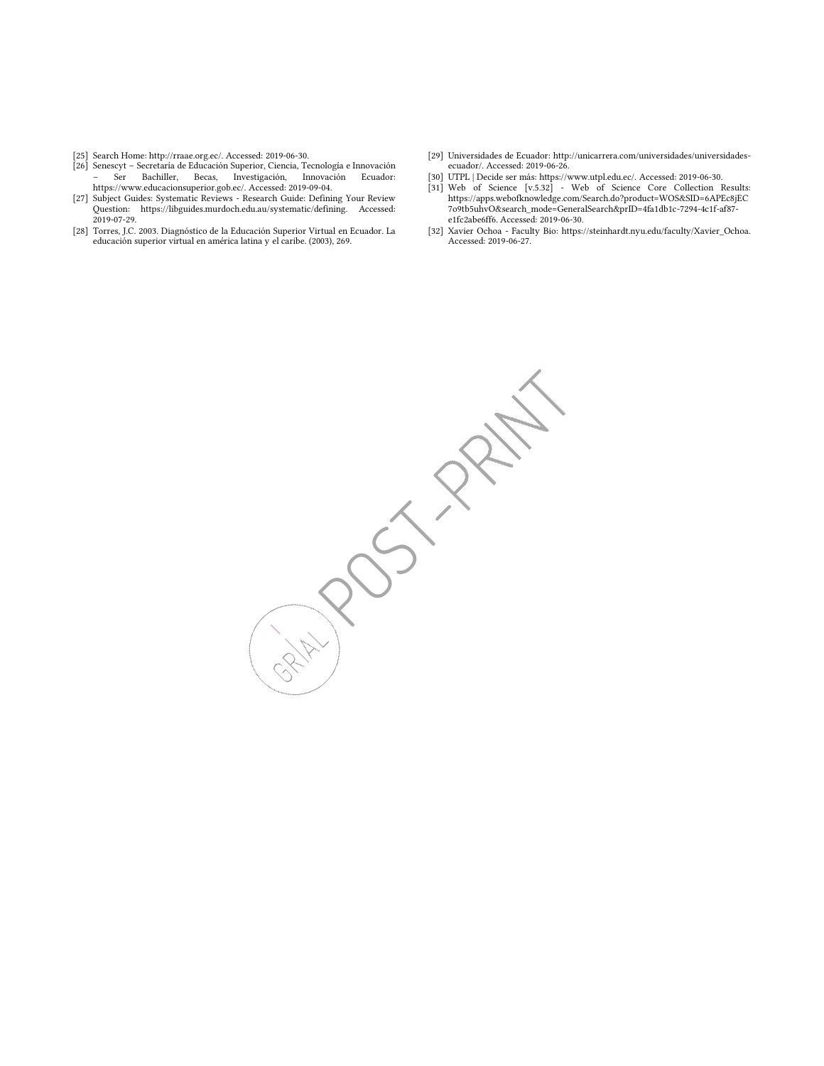[25] Search Home: http://rraae.org.ec/. Accessed: 2019-06-30.

[26] Senescyt – Secretaría de Educación Superior, Ciencia, Tecnología e Innovación – Ser Bachiller, Becas, Investigación, Innovación Ecuador: https://www.educacionsuperior.gob.ec/. Accessed: 2019-09-04.

[27] Subject Guides: Systematic Reviews - Research Guide: Defining Your Review Question: https://libguides.murdoch.edu.au/systematic/defining. Accessed: 2019-07-29.

[28] Torres, J.C. 2003. Diagnóstico de la Educación Superior Virtual en Ecuador. La educación superior virtual en américa latina y el caribe. (2003), 269.

[29] Universidades de Ecuador: http://unicarrera.com/universidades/universidades-ecuador/. Accessed: 2019-06-26.

[30] UTPL | Decide ser más: https://www.utpl.edu.ec/. Accessed: 2019-06-30.

[31] Web of Science [v.5.32] - Web of Science Core Collection Results: https://apps.webofknowledge.com/Search.do?product=WOS&SID=6APEc8jEC7o9tb5uhvO&search_mode=GeneralSearch&prID=4fa1db1c-7294-4c1f-af87-e1fc2abe6ff6. Accessed: 2019-06-30.

[32] Xavier Ochoa - Faculty Bio: https://steinhardt.nyu.edu/faculty/Xavier_Ochoa. Accessed: 2019-06-27.